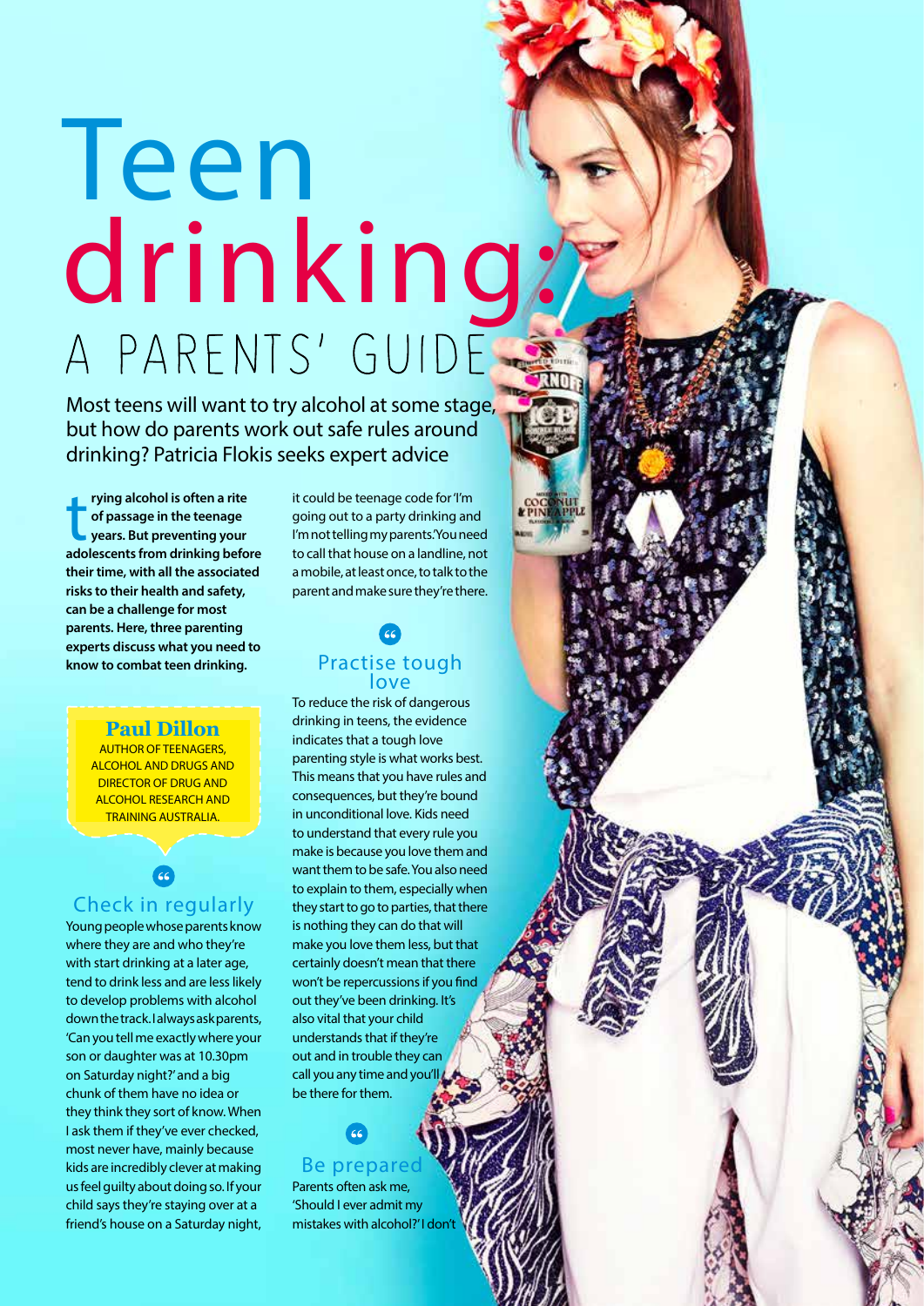# Teen drinking: A PARENTS' GUIDE

Most teens will want to try alcohol at some stage, but how do parents work out safe rules around drinking? Patricia Flokis seeks expert advice

**Trying alcohol is often a rite of passage in the teenage years. But preventing your adolescents from drinking before their time, with all the associated risks to their health and safety, can be a challenge for most parents. Here, three parenting experts discuss what you need to know to combat teen drinking.**

**Paul Dillon**
AUTHOR OF TEENAGERS, ALCOHOL AND DRUGS AND DIRECTOR OF DRUG AND ALCOHOL RESEARCH AND TRAINING AUSTRALIA.

## Check in regularly

Young people whose parents know where they are and who they're with start drinking at a later age, tend to drink less and are less likely to develop problems with alcohol down the track. I always ask parents, 'Can you tell me exactly where your son or daughter was at 10.30pm on Saturday night?' and a big chunk of them have no idea or they think they sort of know. When I ask them if they've ever checked, most never have, mainly because kids are incredibly clever at making us feel guilty about doing so. If your child says they're staying over at a friend's house on a Saturday night, it could be teenage code for 'I'm going out to a party drinking and I'm not telling my parents.' You need to call that house on a landline, not a mobile, at least once, to talk to the parent and make sure they're there.

## Practise tough love

To reduce the risk of dangerous drinking in teens, the evidence indicates that a tough love parenting style is what works best. This means that you have rules and consequences, but they're bound in unconditional love. Kids need to understand that every rule you make is because you love them and want them to be safe. You also need to explain to them, especially when they start to go to parties, that there is nothing they can do that will make you love them less, but that certainly doesn't mean that there won't be repercussions if you find out they've been drinking. It's also vital that your child understands that if they're out and in trouble they can call you any time and you'll be there for them.

## Be prepared

Parents often ask me, 'Should I ever admit my mistakes with alcohol?' I don't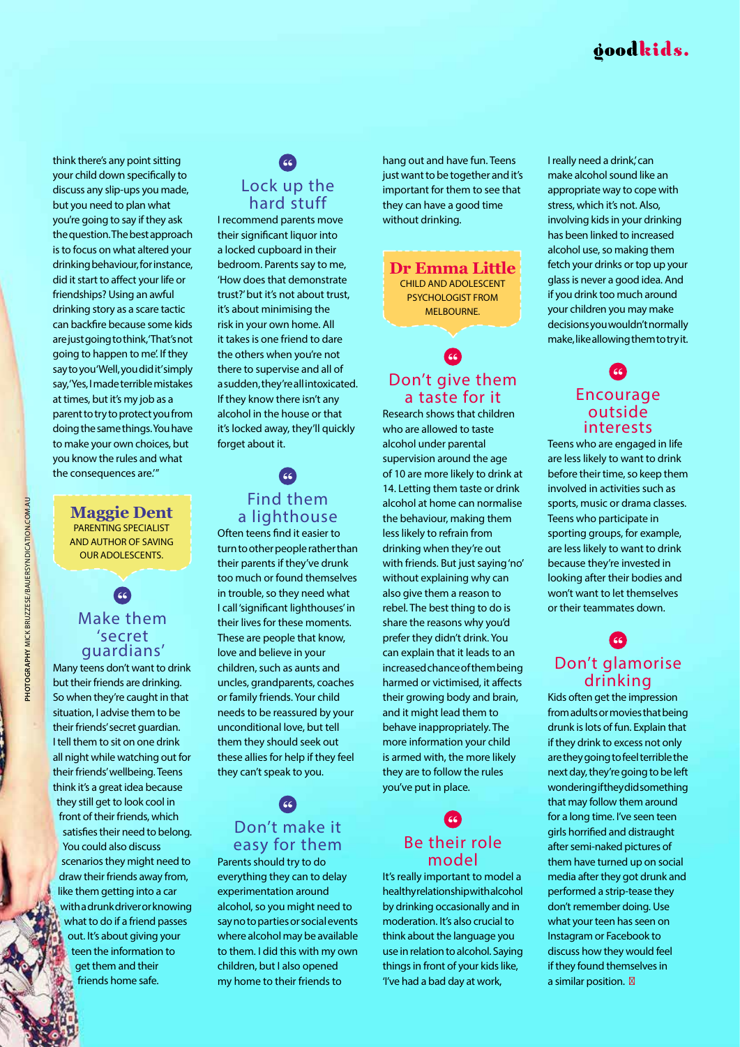think there's any point sitting your child down specifically to discuss any slip-ups you made, but you need to plan what you're going to say if they ask the question. The best approach is to focus on what altered your drinking behaviour, for instance, did it start to affect your life or friendships? Using an awful drinking story as a scare tactic can backfire because some kids are just going to think, 'That's not going to happen to me.' If they say to you 'Well, you did it' simply say, 'Yes, I made terrible mistakes at times, but it's my job as a parent to try to protect you from doing the same things. You have to make your own choices, but you know the rules and what the consequences are.'"

**Maggie Dent**
PARENTING SPECIALIST AND AUTHOR OF SAVING OUR ADOLESCENTS.

## Make them 'secret guardians'

Many teens don't want to drink but their friends are drinking. So when they're caught in that situation, I advise them to be their friends' secret guardian. I tell them to sit on one drink all night while watching out for their friends' wellbeing. Teens think it's a great idea because they still get to look cool in front of their friends, which satisfies their need to belong. You could also discuss scenarios they might need to draw their friends away from, like them getting into a car with a drunk driver or knowing what to do if a friend passes out. It's about giving your teen the information to get them and their friends home safe.

## Lock up the hard stuff

I recommend parents move their significant liquor into a locked cupboard in their bedroom. Parents say to me, 'How does that demonstrate trust?' but it's not about trust, it's about minimising the risk in your own home. All it takes is one friend to dare the others when you're not there to supervise and all of a sudden, they're all intoxicated. If they know there isn't any alcohol in the house or that it's locked away, they'll quickly forget about it.

## Find them a lighthouse

Often teens find it easier to turn to other people rather than their parents if they've drunk too much or found themselves in trouble, so they need what I call 'significant lighthouses' in their lives for these moments. These are people that know, love and believe in your children, such as aunts and uncles, grandparents, coaches or family friends. Your child needs to be reassured by your unconditional love, but tell them they should seek out these allies for help if they feel they can't speak to you.

## Don't make it easy for them

Parents should try to do everything they can to delay experimentation around alcohol, so you might need to say no to parties or social events where alcohol may be available to them. I did this with my own children, but I also opened my home to their friends to hang out and have fun. Teens just want to be together and it's important for them to see that they can have a good time without drinking.

**Dr Emma Little**
CHILD AND ADOLESCENT PSYCHOLOGIST FROM MELBOURNE.

## Don't give them a taste for it

Research shows that children who are allowed to taste alcohol under parental supervision around the age of 10 are more likely to drink at 14. Letting them taste or drink alcohol at home can normalise the behaviour, making them less likely to refrain from drinking when they're out with friends. But just saying 'no' without explaining why can also give them a reason to rebel. The best thing to do is share the reasons why you'd prefer they didn't drink. You can explain that it leads to an increased chance of them being harmed or victimised, it affects their growing body and brain, and it might lead them to behave inappropriately. The more information your child is armed with, the more likely they are to follow the rules you've put in place.

## Be their role model

It's really important to model a healthy relationship with alcohol by drinking occasionally and in moderation. It's also crucial to think about the language you use in relation to alcohol. Saying things in front of your kids like, 'I've had a bad day at work, I really need a drink,' can make alcohol sound like an appropriate way to cope with stress, which it's not. Also, involving kids in your drinking has been linked to increased alcohol use, so making them fetch your drinks or top up your glass is never a good idea. And if you drink too much around your children you may make decisions you wouldn't normally make, like allowing them to try it.

## Encourage outside interests

Teens who are engaged in life are less likely to want to drink before their time, so keep them involved in activities such as sports, music or drama classes. Teens who participate in sporting groups, for example, are less likely to want to drink because they're invested in looking after their bodies and won't want to let themselves or their teammates down.

## Don't glamorise drinking

Kids often get the impression from adults or movies that being drunk is lots of fun. Explain that if they drink to excess not only are they going to feel terrible the next day, they're going to be left wondering if they did something that may follow them around for a long time. I've seen teen girls horrified and distraught after semi-naked pictures of them have turned up on social media after they got drunk and performed a strip-tease they don't remember doing. Use what your teen has seen on Instagram or Facebook to discuss how they would feel if they found themselves in a similar position.

PHOTOGRAPHY MICK BRUZZESE/BAUERSYNDICATION.COM.AU